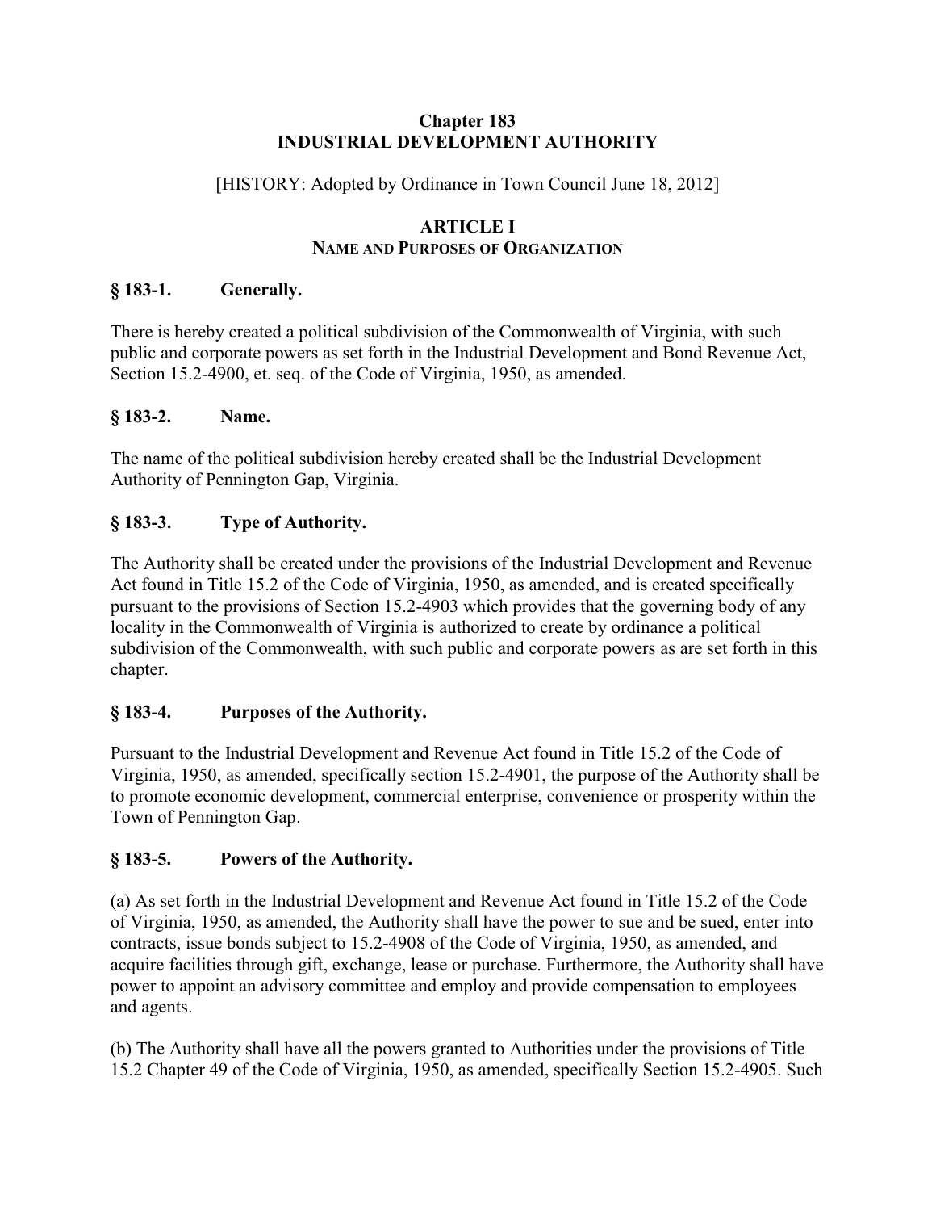# Chapter 183
# INDUSTRIAL DEVELOPMENT AUTHORITY

[HISTORY: Adopted by Ordinance in Town Council June 18, 2012]

## ARTICLE I
## NAME AND PURPOSES OF ORGANIZATION

### § 183-1. Generally.

There is hereby created a political subdivision of the Commonwealth of Virginia, with such public and corporate powers as set forth in the Industrial Development and Bond Revenue Act, Section 15.2-4900, et. seq. of the Code of Virginia, 1950, as amended.

### § 183-2. Name.

The name of the political subdivision hereby created shall be the Industrial Development Authority of Pennington Gap, Virginia.

### § 183-3. Type of Authority.

The Authority shall be created under the provisions of the Industrial Development and Revenue Act found in Title 15.2 of the Code of Virginia, 1950, as amended, and is created specifically pursuant to the provisions of Section 15.2-4903 which provides that the governing body of any locality in the Commonwealth of Virginia is authorized to create by ordinance a political subdivision of the Commonwealth, with such public and corporate powers as are set forth in this chapter.

### § 183-4. Purposes of the Authority.

Pursuant to the Industrial Development and Revenue Act found in Title 15.2 of the Code of Virginia, 1950, as amended, specifically section 15.2-4901, the purpose of the Authority shall be to promote economic development, commercial enterprise, convenience or prosperity within the Town of Pennington Gap.

### § 183-5. Powers of the Authority.

(a) As set forth in the Industrial Development and Revenue Act found in Title 15.2 of the Code of Virginia, 1950, as amended, the Authority shall have the power to sue and be sued, enter into contracts, issue bonds subject to 15.2-4908 of the Code of Virginia, 1950, as amended, and acquire facilities through gift, exchange, lease or purchase. Furthermore, the Authority shall have power to appoint an advisory committee and employ and provide compensation to employees and agents.

(b) The Authority shall have all the powers granted to Authorities under the provisions of Title 15.2 Chapter 49 of the Code of Virginia, 1950, as amended, specifically Section 15.2-4905. Such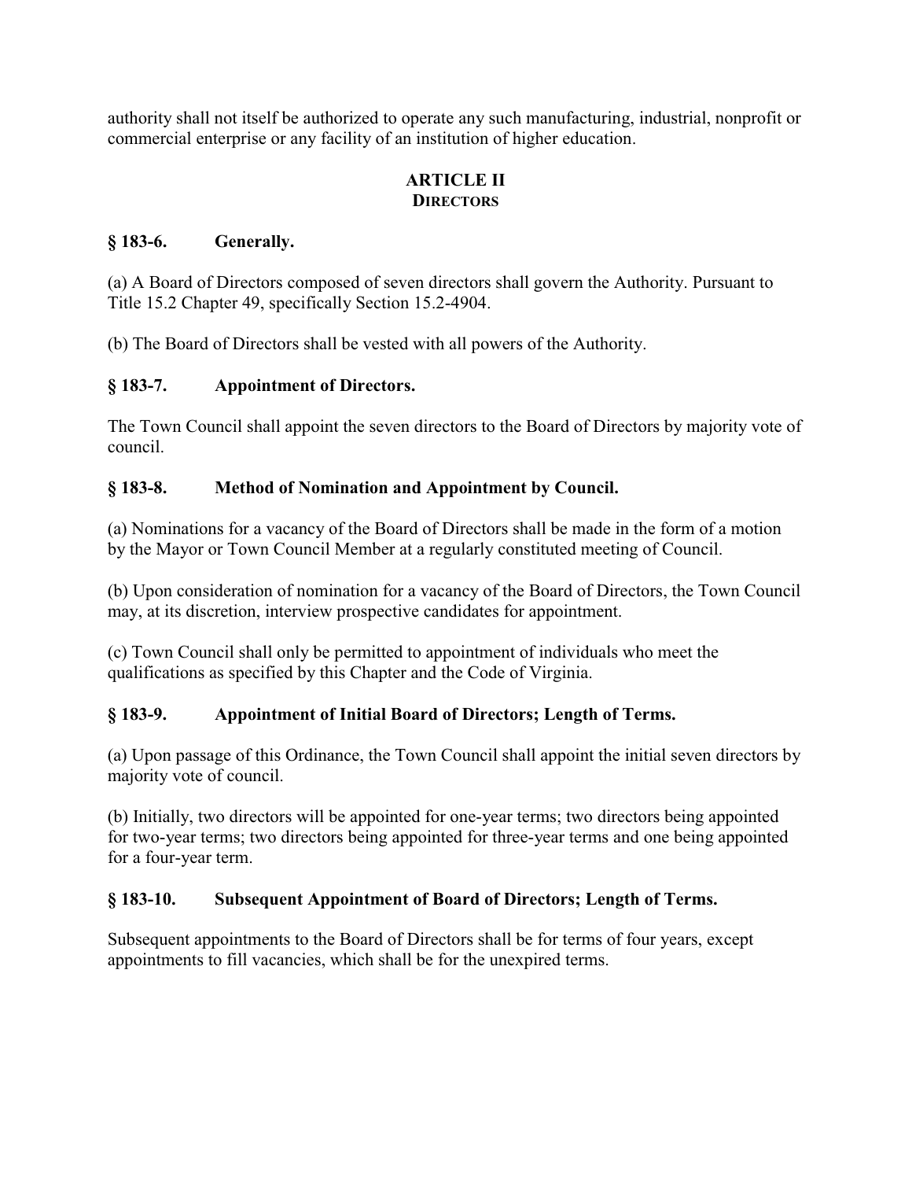authority shall not itself be authorized to operate any such manufacturing, industrial, nonprofit or commercial enterprise or any facility of an institution of higher education.

## ARTICLE II
## DIRECTORS

### § 183-6. Generally.

(a) A Board of Directors composed of seven directors shall govern the Authority. Pursuant to Title 15.2 Chapter 49, specifically Section 15.2-4904.

(b) The Board of Directors shall be vested with all powers of the Authority.

### § 183-7. Appointment of Directors.

The Town Council shall appoint the seven directors to the Board of Directors by majority vote of council.

### § 183-8. Method of Nomination and Appointment by Council.

(a) Nominations for a vacancy of the Board of Directors shall be made in the form of a motion by the Mayor or Town Council Member at a regularly constituted meeting of Council.

(b) Upon consideration of nomination for a vacancy of the Board of Directors, the Town Council may, at its discretion, interview prospective candidates for appointment.

(c) Town Council shall only be permitted to appointment of individuals who meet the qualifications as specified by this Chapter and the Code of Virginia.

### § 183-9. Appointment of Initial Board of Directors; Length of Terms.

(a) Upon passage of this Ordinance, the Town Council shall appoint the initial seven directors by majority vote of council.

(b) Initially, two directors will be appointed for one-year terms; two directors being appointed for two-year terms; two directors being appointed for three-year terms and one being appointed for a four-year term.

### § 183-10. Subsequent Appointment of Board of Directors; Length of Terms.

Subsequent appointments to the Board of Directors shall be for terms of four years, except appointments to fill vacancies, which shall be for the unexpired terms.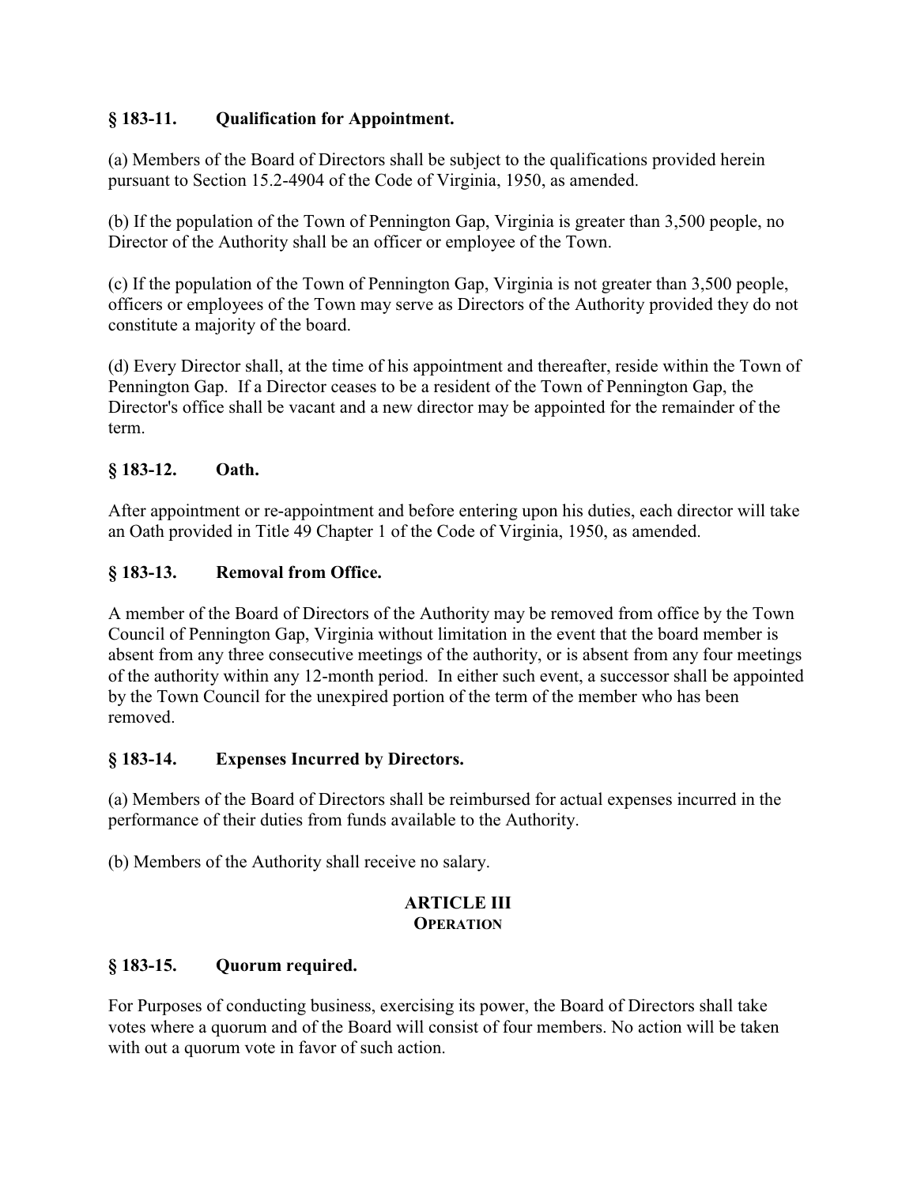**§ 183-11. Qualification for Appointment.**

(a) Members of the Board of Directors shall be subject to the qualifications provided herein pursuant to Section 15.2-4904 of the Code of Virginia, 1950, as amended.

(b) If the population of the Town of Pennington Gap, Virginia is greater than 3,500 people, no Director of the Authority shall be an officer or employee of the Town.

(c) If the population of the Town of Pennington Gap, Virginia is not greater than 3,500 people, officers or employees of the Town may serve as Directors of the Authority provided they do not constitute a majority of the board.

(d) Every Director shall, at the time of his appointment and thereafter, reside within the Town of Pennington Gap. If a Director ceases to be a resident of the Town of Pennington Gap, the Director's office shall be vacant and a new director may be appointed for the remainder of the term.

**§ 183-12. Oath.**

After appointment or re-appointment and before entering upon his duties, each director will take an Oath provided in Title 49 Chapter 1 of the Code of Virginia, 1950, as amended.

**§ 183-13. Removal from Office.**

A member of the Board of Directors of the Authority may be removed from office by the Town Council of Pennington Gap, Virginia without limitation in the event that the board member is absent from any three consecutive meetings of the authority, or is absent from any four meetings of the authority within any 12-month period. In either such event, a successor shall be appointed by the Town Council for the unexpired portion of the term of the member who has been removed.

**§ 183-14. Expenses Incurred by Directors.**

(a) Members of the Board of Directors shall be reimbursed for actual expenses incurred in the performance of their duties from funds available to the Authority.

(b) Members of the Authority shall receive no salary.

## ARTICLE III
### OPERATION

**§ 183-15. Quorum required.**

For Purposes of conducting business, exercising its power, the Board of Directors shall take votes where a quorum and of the Board will consist of four members. No action will be taken with out a quorum vote in favor of such action.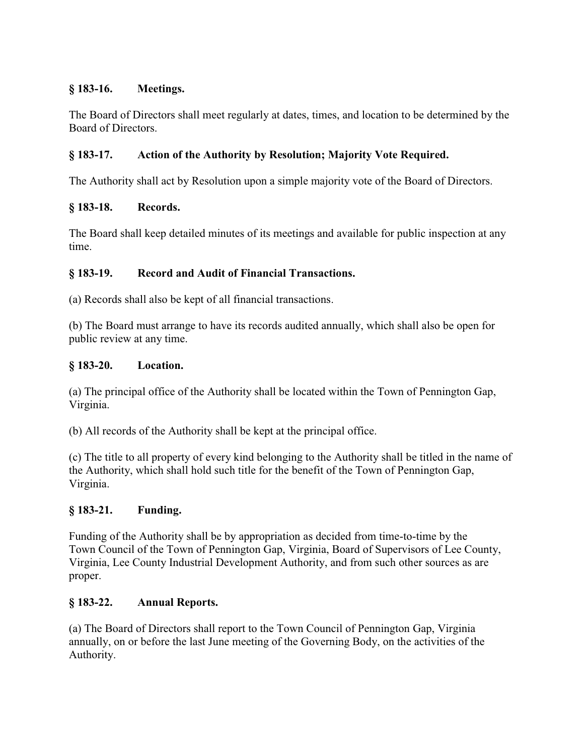### § 183-16. Meetings.

The Board of Directors shall meet regularly at dates, times, and location to be determined by the Board of Directors.

### § 183-17. Action of the Authority by Resolution; Majority Vote Required.

The Authority shall act by Resolution upon a simple majority vote of the Board of Directors.

### § 183-18. Records.

The Board shall keep detailed minutes of its meetings and available for public inspection at any time.

### § 183-19. Record and Audit of Financial Transactions.

(a) Records shall also be kept of all financial transactions.

(b) The Board must arrange to have its records audited annually, which shall also be open for public review at any time.

### § 183-20. Location.

(a) The principal office of the Authority shall be located within the Town of Pennington Gap, Virginia.

(b) All records of the Authority shall be kept at the principal office.

(c) The title to all property of every kind belonging to the Authority shall be titled in the name of the Authority, which shall hold such title for the benefit of the Town of Pennington Gap, Virginia.

### § 183-21. Funding.

Funding of the Authority shall be by appropriation as decided from time-to-time by the Town Council of the Town of Pennington Gap, Virginia, Board of Supervisors of Lee County, Virginia, Lee County Industrial Development Authority, and from such other sources as are proper.

### § 183-22. Annual Reports.

(a) The Board of Directors shall report to the Town Council of Pennington Gap, Virginia annually, on or before the last June meeting of the Governing Body, on the activities of the Authority.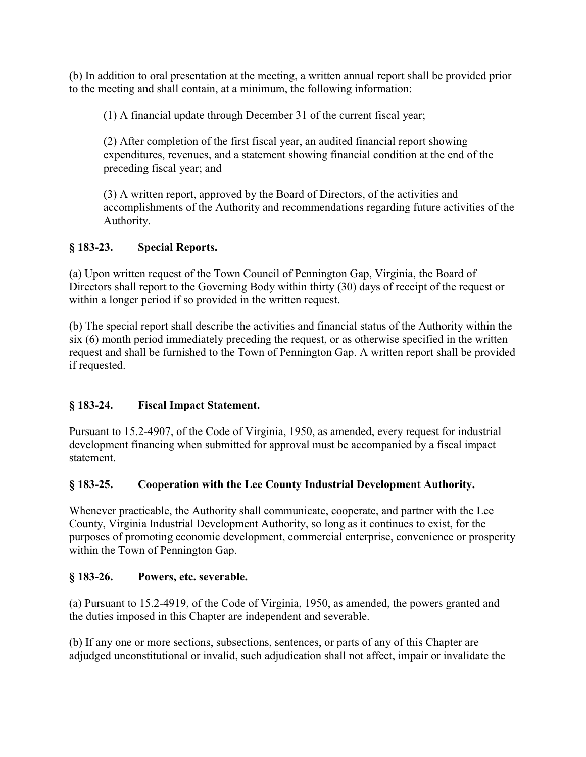(b) In addition to oral presentation at the meeting, a written annual report shall be provided prior to the meeting and shall contain, at a minimum, the following information:

(1) A financial update through December 31 of the current fiscal year;

(2) After completion of the first fiscal year, an audited financial report showing expenditures, revenues, and a statement showing financial condition at the end of the preceding fiscal year; and

(3) A written report, approved by the Board of Directors, of the activities and accomplishments of the Authority and recommendations regarding future activities of the Authority.

### § 183-23. Special Reports.

(a) Upon written request of the Town Council of Pennington Gap, Virginia, the Board of Directors shall report to the Governing Body within thirty (30) days of receipt of the request or within a longer period if so provided in the written request.

(b) The special report shall describe the activities and financial status of the Authority within the six (6) month period immediately preceding the request, or as otherwise specified in the written request and shall be furnished to the Town of Pennington Gap. A written report shall be provided if requested.

### § 183-24. Fiscal Impact Statement.

Pursuant to 15.2-4907, of the Code of Virginia, 1950, as amended, every request for industrial development financing when submitted for approval must be accompanied by a fiscal impact statement.

### § 183-25. Cooperation with the Lee County Industrial Development Authority.

Whenever practicable, the Authority shall communicate, cooperate, and partner with the Lee County, Virginia Industrial Development Authority, so long as it continues to exist, for the purposes of promoting economic development, commercial enterprise, convenience or prosperity within the Town of Pennington Gap.

### § 183-26. Powers, etc. severable.

(a) Pursuant to 15.2-4919, of the Code of Virginia, 1950, as amended, the powers granted and the duties imposed in this Chapter are independent and severable.

(b) If any one or more sections, subsections, sentences, or parts of any of this Chapter are adjudged unconstitutional or invalid, such adjudication shall not affect, impair or invalidate the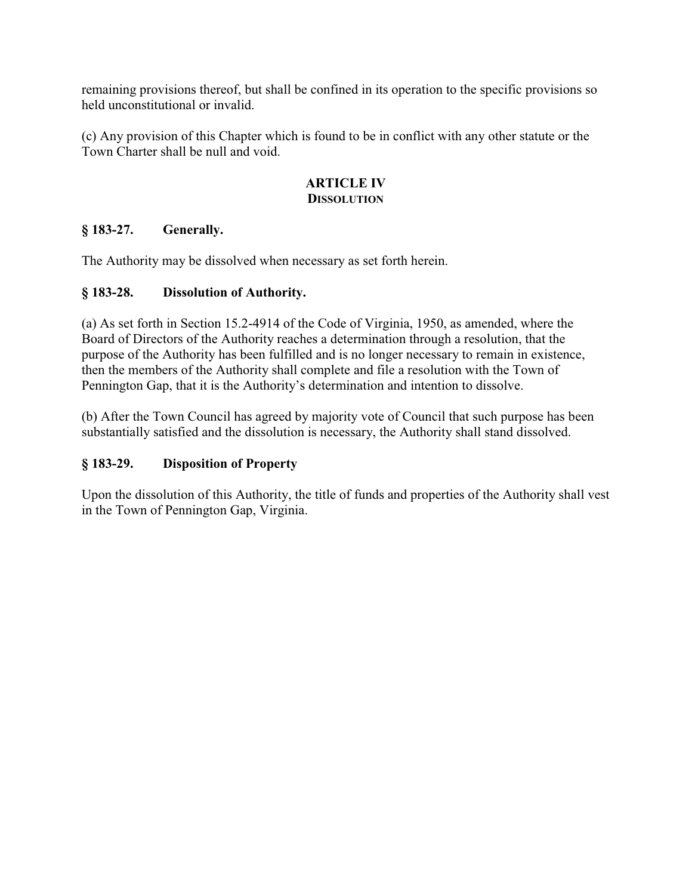remaining provisions thereof, but shall be confined in its operation to the specific provisions so held unconstitutional or invalid.

(c) Any provision of this Chapter which is found to be in conflict with any other statute or the Town Charter shall be null and void.

## ARTICLE IV
## DISSOLUTION

### § 183-27. Generally.

The Authority may be dissolved when necessary as set forth herein.

### § 183-28. Dissolution of Authority.

(a) As set forth in Section 15.2-4914 of the Code of Virginia, 1950, as amended, where the Board of Directors of the Authority reaches a determination through a resolution, that the purpose of the Authority has been fulfilled and is no longer necessary to remain in existence, then the members of the Authority shall complete and file a resolution with the Town of Pennington Gap, that it is the Authority's determination and intention to dissolve.

(b) After the Town Council has agreed by majority vote of Council that such purpose has been substantially satisfied and the dissolution is necessary, the Authority shall stand dissolved.

### § 183-29. Disposition of Property

Upon the dissolution of this Authority, the title of funds and properties of the Authority shall vest in the Town of Pennington Gap, Virginia.